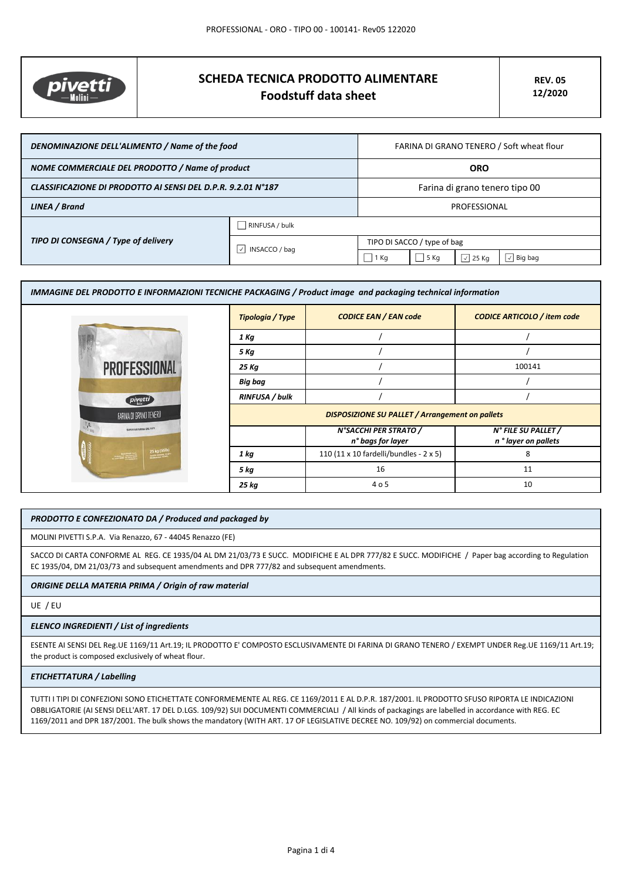# SCHEDA TECNICA PRODOTTO ALIMENTARE
## Foodstuff data sheet

**REV. 05**
**12/2020**

| | | |
|---|---|---|
| ***DENOMINAZIONE DELL'ALIMENTO / Name of the food*** | | FARINA DI GRANO TENERO / Soft wheat flour |
| ***NOME COMMERCIALE DEL PRODOTTO / Name of product*** | | **ORO** |
| ***CLASSIFICAZIONE DI PRODOTTO AI SENSI DEL D.P.R. 9.2.01 N°187*** | | Farina di grano tenero tipo 00 |
| ***LINEA / Brand*** | | PROFESSIONAL |
| ***TIPO DI CONSEGNA / Type of delivery*** | ☐ RINFUSA / bulk | |
| | ☑ INSACCO / bag | TIPO DI SACCO / type of bag: ☐ 1 Kg ☐ 5 Kg ☑ 25 Kg ☑ Big bag |

### *IMMAGINE DEL PRODOTTO E INFORMAZIONI TECNICHE PACKAGING / Product image and packaging technical information*

| ***Tipologia / Type*** | ***CODICE EAN / EAN code*** | ***CODICE ARTICOLO / item code*** |
|---|---|---|
| *1 Kg* | / | / |
| *5 Kg* | / | / |
| *25 Kg* | / | 100141 |
| *Big bag* | / | / |
| *RINFUSA / bulk* | / | / |
| ***DISPOSIZIONE SU PALLET / Arrangement on pallets*** | | |
| | ***N°SACCHI PER STRATO / n° bags for layer*** | ***N° FILE SU PALLET / n ° layer on pallets*** |
| *1 kg* | 110 (11 x 10 fardelli/bundles - 2 x 5) | 8 |
| *5 kg* | 16 | 11 |
| *25 kg* | 4 o 5 | 10 |

### *PRODOTTO E CONFEZIONATO DA / Produced and packaged by*

MOLINI PIVETTI S.P.A. Via Renazzo, 67 - 44045 Renazzo (FE)

SACCO DI CARTA CONFORME AL REG. CE 1935/04 AL DM 21/03/73 E SUCC. MODIFICHE E AL DPR 777/82 E SUCC. MODIFICHE / Paper bag according to Regulation EC 1935/04, DM 21/03/73 and subsequent amendments and DPR 777/82 and subsequent amendments.

### *ORIGINE DELLA MATERIA PRIMA / Origin of raw material*

UE / EU

### *ELENCO INGREDIENTI / List of ingredients*

ESENTE AI SENSI DEL Reg.UE 1169/11 Art.19; IL PRODOTTO E' COMPOSTO ESCLUSIVAMENTE DI FARINA DI GRANO TENERO / EXEMPT UNDER Reg.UE 1169/11 Art.19; the product is composed exclusively of wheat flour.

### *ETICHETTATURA / Labelling*

TUTTI I TIPI DI CONFEZIONI SONO ETICHETTATE CONFORMEMENTE AL REG. CE 1169/2011 E AL D.P.R. 187/2001. IL PRODOTTO SFUSO RIPORTA LE INDICAZIONI OBBLIGATORIE (AI SENSI DELL'ART. 17 DEL D.LGS. 109/92) SUI DOCUMENTI COMMERCIALI / All kinds of packagings are labelled in accordance with REG. EC 1169/2011 and DPR 187/2001. The bulk shows the mandatory (WITH ART. 17 OF LEGISLATIVE DECREE NO. 109/92) on commercial documents.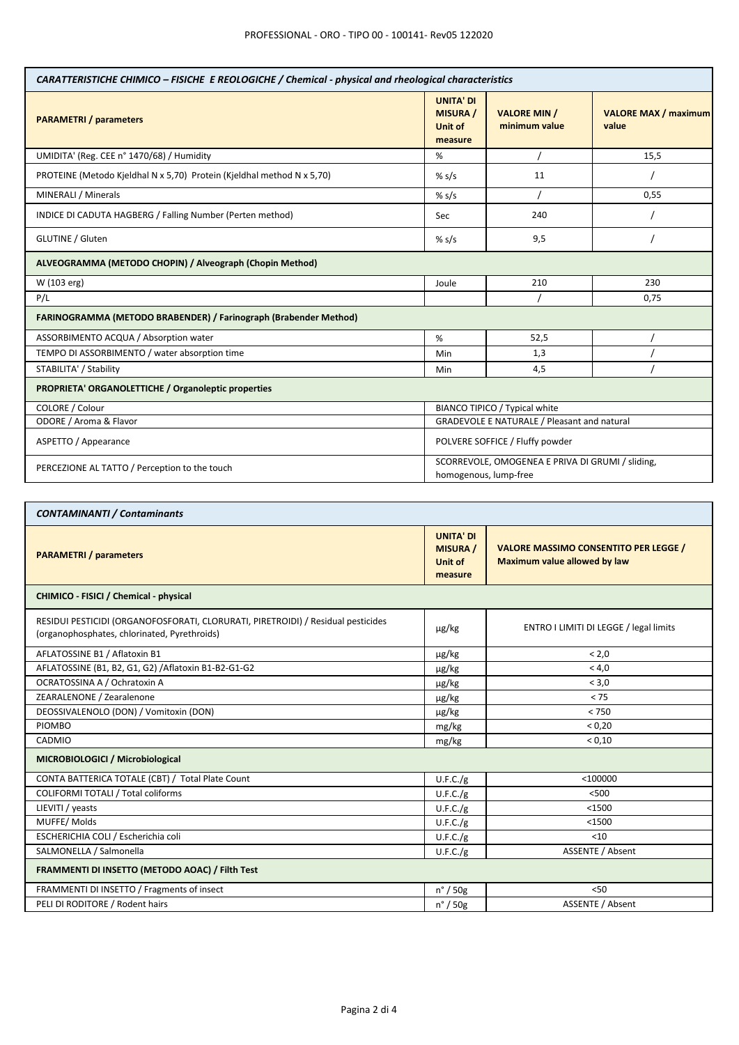| *CARATTERISTICHE CHIMICO – FISICHE E REOLOGICHE / Chemical - physical and rheological characteristics* | | | |
|---|---|---|---|
| **PARAMETRI / parameters** | **UNITA' DI MISURA / Unit of measure** | **VALORE MIN / minimum value** | **VALORE MAX / maximum value** |
| UMIDITA' (Reg. CEE n° 1470/68) / Humidity | % | / | 15,5 |
| PROTEINE (Metodo Kjeldhal N x 5,70) Protein (Kjeldhal method N x 5,70) | % s/s | 11 | / |
| MINERALI / Minerals | % s/s | / | 0,55 |
| INDICE DI CADUTA HAGBERG / Falling Number (Perten method) | Sec | 240 | / |
| GLUTINE / Gluten | % s/s | 9,5 | / |
| **ALVEOGRAMMA (METODO CHOPIN) / Alveograph (Chopin Method)** | | | |
| W (103 erg) | Joule | 210 | 230 |
| P/L | | / | 0,75 |
| **FARINOGRAMMA (METODO BRABENDER) / Farinograph (Brabender Method)** | | | |
| ASSORBIMENTO ACQUA / Absorption water | % | 52,5 | / |
| TEMPO DI ASSORBIMENTO / water absorption time | Min | 1,3 | / |
| STABILITA' / Stability | Min | 4,5 | / |
| **PROPRIETA' ORGANOLETTICHE / Organoleptic properties** | | | |
| COLORE / Colour | BIANCO TIPICO / Typical white | | |
| ODORE / Aroma & Flavor | GRADEVOLE E NATURALE / Pleasant and natural | | |
| ASPETTO / Appearance | POLVERE SOFFICE / Fluffy powder | | |
| PERCEZIONE AL TATTO / Perception to the touch | SCORREVOLE, OMOGENEA E PRIVA DI GRUMI / sliding, homogenous, lump-free | | |

| *CONTAMINANTI / Contaminants* | | |
|---|---|---|
| **PARAMETRI / parameters** | **UNITA' DI MISURA / Unit of measure** | **VALORE MASSIMO CONSENTITO PER LEGGE / Maximum value allowed by law** |
| **CHIMICO - FISICI / Chemical - physical** | | |
| RESIDUI PESTICIDI (ORGANOFOSFORATI, CLORURATI, PIRETROIDI) / Residual pesticides (organophosphates, chlorinated, Pyrethroids) | µg/kg | ENTRO I LIMITI DI LEGGE / legal limits |
| AFLATOSSINE B1 / Aflatoxin B1 | µg/kg | < 2,0 |
| AFLATOSSINE (B1, B2, G1, G2) /Aflatoxin B1-B2-G1-G2 | µg/kg | < 4,0 |
| OCRATOSSINA A / Ochratoxin A | µg/kg | < 3,0 |
| ZEARALENONE / Zearalenone | µg/kg | < 75 |
| DEOSSIVALENOLO (DON) / Vomitoxin (DON) | µg/kg | < 750 |
| PIOMBO | mg/kg | < 0,20 |
| CADMIO | mg/kg | < 0,10 |
| **MICROBIOLOGICI / Microbiological** | | |
| CONTA BATTERICA TOTALE (CBT) / Total Plate Count | U.F.C./g | <100000 |
| COLIFORMI TOTALI / Total coliforms | U.F.C./g | <500 |
| LIEVITI / yeasts | U.F.C./g | <1500 |
| MUFFE/ Molds | U.F.C./g | <1500 |
| ESCHERICHIA COLI / Escherichia coli | U.F.C./g | <10 |
| SALMONELLA / Salmonella | U.F.C./g | ASSENTE / Absent |
| **FRAMMENTI DI INSETTO (METODO AOAC) / Filth Test** | | |
| FRAMMENTI DI INSETTO / Fragments of insect | n° / 50g | <50 |
| PELI DI RODITORE / Rodent hairs | n° / 50g | ASSENTE / Absent |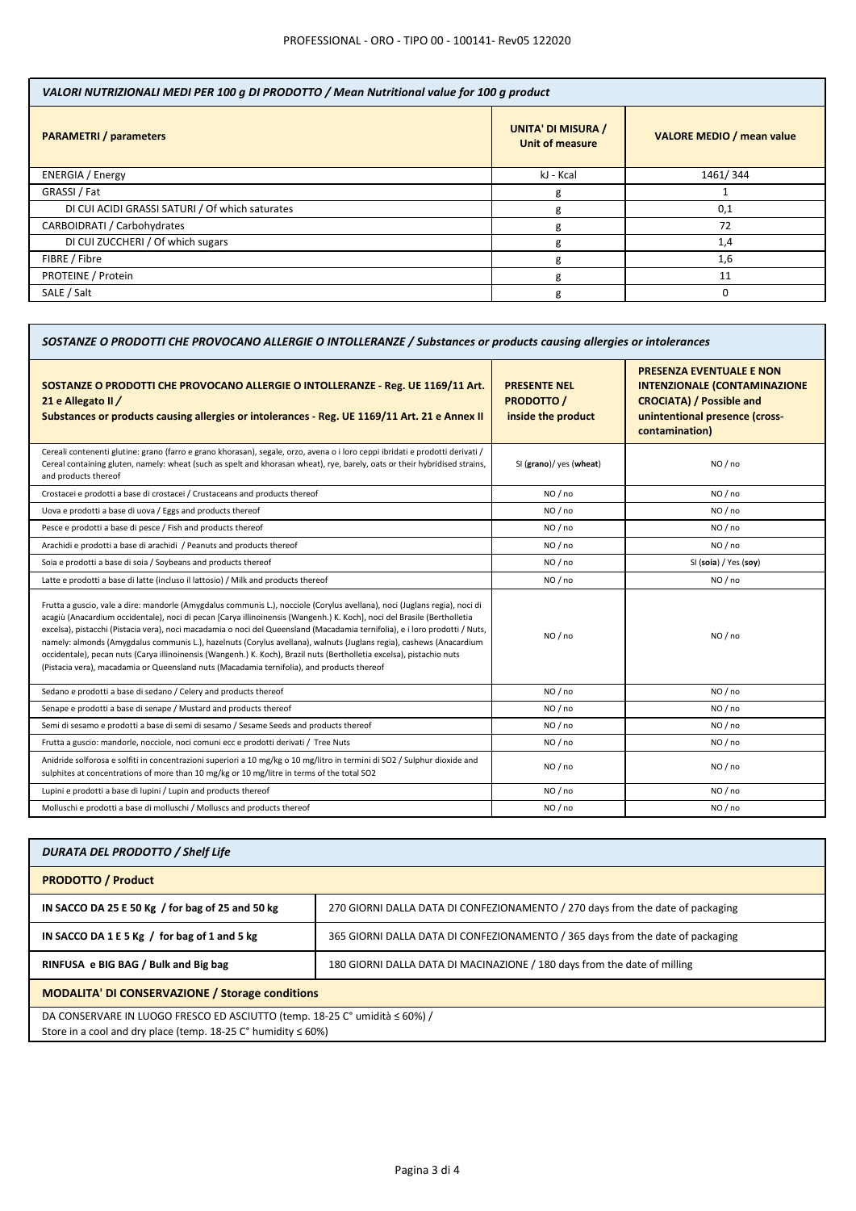| *VALORI NUTRIZIONALI MEDI PER 100 g DI PRODOTTO / Mean Nutritional value for 100 g product* | | |
|---|---|---|
| **PARAMETRI / parameters** | **UNITA' DI MISURA / Unit of measure** | **VALORE MEDIO / mean value** |
| ENERGIA / Energy | kJ - Kcal | 1461/ 344 |
| GRASSI / Fat | g | 1 |
| DI CUI ACIDI GRASSI SATURI / Of which saturates | g | 0,1 |
| CARBOIDRATI / Carbohydrates | g | 72 |
| DI CUI ZUCCHERI / Of which sugars | g | 1,4 |
| FIBRE / Fibre | g | 1,6 |
| PROTEINE / Protein | g | 11 |
| SALE / Salt | g | 0 |

| *SOSTANZE O PRODOTTI CHE PROVOCANO ALLERGIE O INTOLLERANZE / Substances or products causing allergies or intolerances* | | |
|---|---|---|
| **SOSTANZE O PRODOTTI CHE PROVOCANO ALLERGIE O INTOLLERANZE - Reg. UE 1169/11 Art. 21 e Allegato II / Substances or products causing allergies or intolerances - Reg. UE 1169/11 Art. 21 e Annex II** | **PRESENTE NEL PRODOTTO / inside the product** | **PRESENZA EVENTUALE E NON INTENZIONALE (CONTAMINAZIONE CROCIATA) / Possible and unintentional presence (cross-contamination)** |
| Cereali contenenti glutine: grano (farro e grano khorasan), segale, orzo, avena o i loro ceppi ibridati e prodotti derivati / Cereal containing gluten, namely: wheat (such as spelt and khorasan wheat), rye, barely, oats or their hybridised strains, and products thereof | SI (**grano**)/ yes (**wheat**) | NO / no |
| Crostacei e prodotti a base di crostacei / Crustaceans and products thereof | NO / no | NO / no |
| Uova e prodotti a base di uova / Eggs and products thereof | NO / no | NO / no |
| Pesce e prodotti a base di pesce / Fish and products thereof | NO / no | NO / no |
| Arachidi e prodotti a base di arachidi / Peanuts and products thereof | NO / no | NO / no |
| Soia e prodotti a base di soia / Soybeans and products thereof | NO / no | SI (**soia**) / Yes (**soy**) |
| Latte e prodotti a base di latte (incluso il lattosio) / Milk and products thereof | NO / no | NO / no |
| Frutta a guscio, vale a dire: mandorle (Amygdalus communis L.), nocciole (Corylus avellana), noci (Juglans regia), noci di acagiù (Anacardium occidentale), noci di pecan [Carya illinoinensis (Wangenh.) K. Koch], noci del Brasile (Bertholletia excelsa), pistacchi (Pistacia vera), noci macadamia o noci del Queensland (Macadamia ternifolia), e i loro prodotti / Nuts, namely: almonds (Amygdalus communis L.), hazelnuts (Corylus avellana), walnuts (Juglans regia), cashews (Anacardium occidentale), pecan nuts (Carya illinoinensis (Wangenh.) K. Koch), Brazil nuts (Bertholletia excelsa), pistachio nuts (Pistacia vera), macadamia or Queensland nuts (Macadamia ternifolia), and products thereof | NO / no | NO / no |
| Sedano e prodotti a base di sedano / Celery and products thereof | NO / no | NO / no |
| Senape e prodotti a base di senape / Mustard and products thereof | NO / no | NO / no |
| Semi di sesamo e prodotti a base di semi di sesamo / Sesame Seeds and products thereof | NO / no | NO / no |
| Frutta a guscio: mandorle, nocciole, noci comuni ecc e prodotti derivati / Tree Nuts | NO / no | NO / no |
| Anidride solforosa e solfiti in concentrazioni superiori a 10 mg/kg o 10 mg/litro in termini di SO2 / Sulphur dioxide and sulphites at concentrations of more than 10 mg/kg or 10 mg/litre in terms of the total SO2 | NO / no | NO / no |
| Lupini e prodotti a base di lupini / Lupin and products thereof | NO / no | NO / no |
| Molluschi e prodotti a base di molluschi / Molluscs and products thereof | NO / no | NO / no |

| *DURATA DEL PRODOTTO / Shelf Life* | |
|---|---|
| **PRODOTTO / Product** | |
| **IN SACCO DA 25 E 50 Kg / for bag of 25 and 50 kg** | 270 GIORNI DALLA DATA DI CONFEZIONAMENTO / 270 days from the date of packaging |
| **IN SACCO DA 1 E 5 Kg / for bag of 1 and 5 kg** | 365 GIORNI DALLA DATA DI CONFEZIONAMENTO / 365 days from the date of packaging |
| **RINFUSA e BIG BAG / Bulk and Big bag** | 180 GIORNI DALLA DATA DI MACINAZIONE / 180 days from the date of milling |
| **MODALITA' DI CONSERVAZIONE / Storage conditions** | |
| DA CONSERVARE IN LUOGO FRESCO ED ASCIUTTO (temp. 18-25 C° umidità ≤ 60%) / Store in a cool and dry place (temp. 18-25 C° humidity ≤ 60%) | |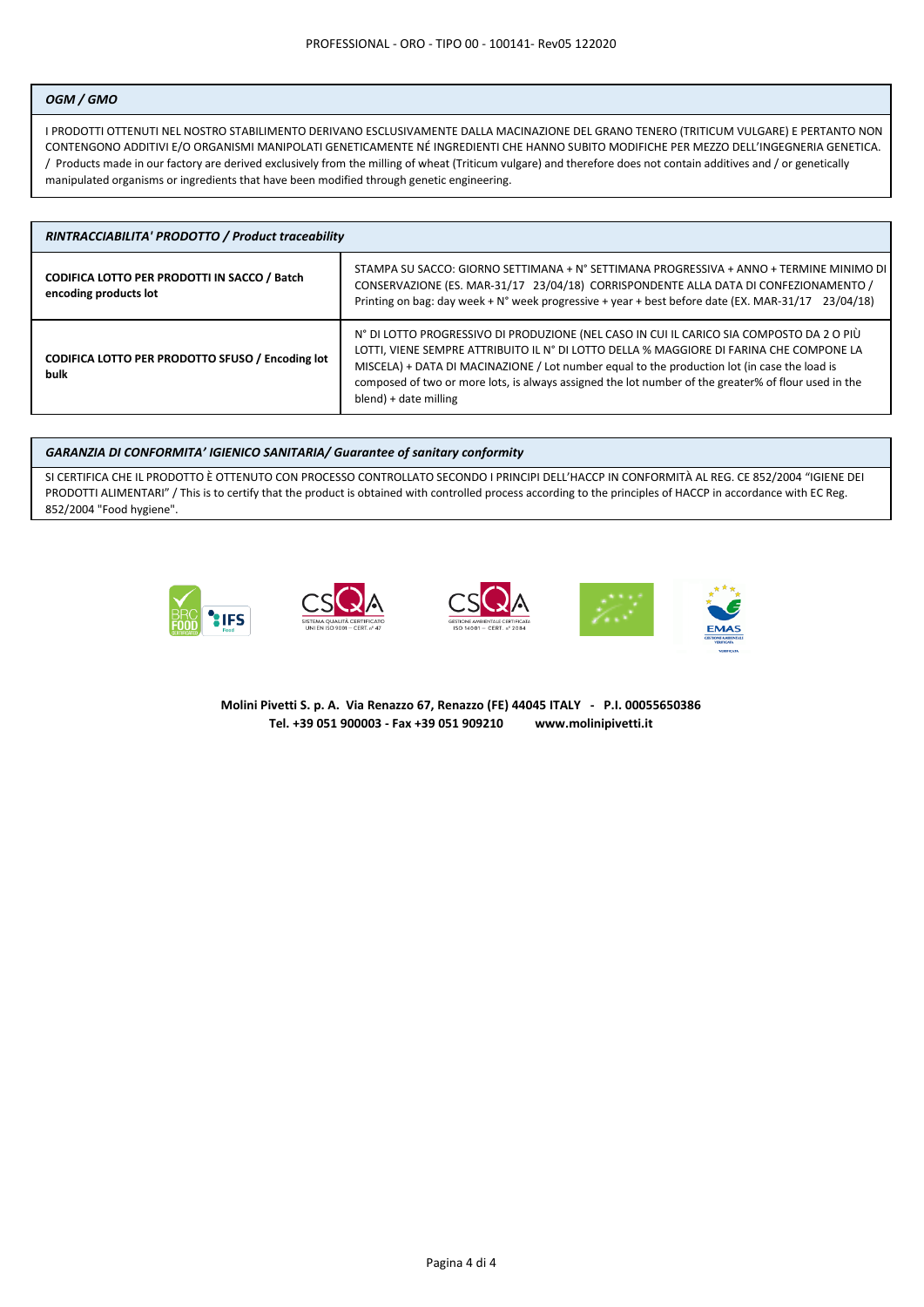## *OGM / GMO*

I PRODOTTI OTTENUTI NEL NOSTRO STABILIMENTO DERIVANO ESCLUSIVAMENTE DALLA MACINAZIONE DEL GRANO TENERO (TRITICUM VULGARE) E PERTANTO NON CONTENGONO ADDITIVI E/O ORGANISMI MANIPOLATI GENETICAMENTE NÉ INGREDIENTI CHE HANNO SUBITO MODIFICHE PER MEZZO DELL'INGEGNERIA GENETICA. / Products made in our factory are derived exclusively from the milling of wheat (Triticum vulgare) and therefore does not contain additives and / or genetically manipulated organisms or ingredients that have been modified through genetic engineering.

## *RINTRACCIABILITA' PRODOTTO / Product traceability*

| | |
|---|---|
| **CODIFICA LOTTO PER PRODOTTI IN SACCO / Batch encoding products lot** | STAMPA SU SACCO: GIORNO SETTIMANA + N° SETTIMANA PROGRESSIVA + ANNO + TERMINE MINIMO DI CONSERVAZIONE (ES. MAR-31/17 23/04/18) CORRISPONDENTE ALLA DATA DI CONFEZIONAMENTO / Printing on bag: day week + N° week progressive + year + best before date (EX. MAR-31/17 23/04/18) |
| **CODIFICA LOTTO PER PRODOTTO SFUSO / Encoding lot bulk** | N° DI LOTTO PROGRESSIVO DI PRODUZIONE (NEL CASO IN CUI IL CARICO SIA COMPOSTO DA 2 O PIÙ LOTTI, VIENE SEMPRE ATTRIBUITO IL N° DI LOTTO DELLA % MAGGIORE DI FARINA CHE COMPONE LA MISCELA) + DATA DI MACINAZIONE / Lot number equal to the production lot (in case the load is composed of two or more lots, is always assigned the lot number of the greater% of flour used in the blend) + date milling |

## *GARANZIA DI CONFORMITA' IGIENICO SANITARIA/ Guarantee of sanitary conformity*

SI CERTIFICA CHE IL PRODOTTO È OTTENUTO CON PROCESSO CONTROLLATO SECONDO I PRINCIPI DELL'HACCP IN CONFORMITÀ AL REG. CE 852/2004 "IGIENE DEI PRODOTTI ALIMENTARI" / This is to certify that the product is obtained with controlled process according to the principles of HACCP in accordance with EC Reg. 852/2004 "Food hygiene".

BRC FOOD CERTIFICATED — IFS Food

CSQA SISTEMA QUALITÀ CERTIFICATO UNI EN ISO 9001 – CERT. n° 47

CSQA GESTIONE AMBIENTALE CERTIFICATA ISO 14001 – CERT. n° 2084

EMAS GESTIONE AMBIENTALE VERIFICATA

**Molini Pivetti S. p. A. Via Renazzo 67, Renazzo (FE) 44045 ITALY - P.I. 00055650386**
**Tel. +39 051 900003 - Fax +39 051 909210 www.molinipivetti.it**